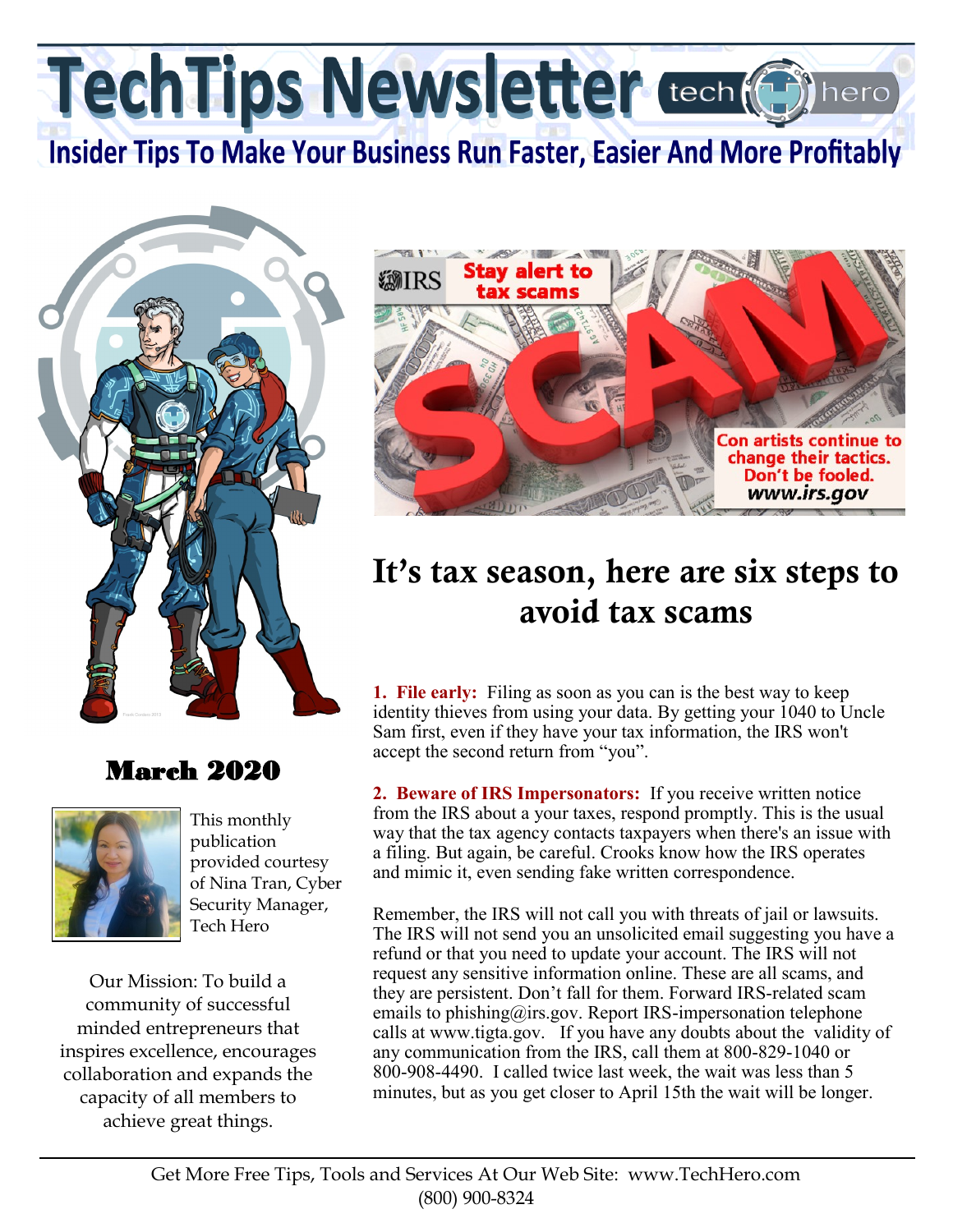# TechTips Newsletter

## Insider Tips To Make Your Business Run Faster, Easier And More Profitably

### March 2020

This monthly publication provided courtesy of Nina Tran, Cyber Security Manager, Tech Hero

Our Mission: To build a community of successful minded entrepreneurs that inspires excellence, encourages collaboration and expands the capacity of all members to achieve great things.

## It's tax season, here are six steps to avoid tax scams

**1. File early:** Filing as soon as you can is the best way to keep identity thieves from using your data. By getting your 1040 to Uncle Sam first, even if they have your tax information, the IRS won't accept the second return from "you".

**2. Beware of IRS Impersonators:** If you receive written notice from the IRS about a your taxes, respond promptly. This is the usual way that the tax agency contacts taxpayers when there's an issue with a filing. But again, be careful. Crooks know how the IRS operates and mimic it, even sending fake written correspondence.

Remember, the IRS will not call you with threats of jail or lawsuits. The IRS will not send you an unsolicited email suggesting you have a refund or that you need to update your account. The IRS will not request any sensitive information online. These are all scams, and they are persistent. Don't fall for them. Forward IRS-related scam emails to phishing@irs.gov. Report IRS-impersonation telephone calls at www.tigta.gov. If you have any doubts about the validity of any communication from the IRS, call them at 800-829-1040 or 800-908-4490. I called twice last week, the wait was less than 5 minutes, but as you get closer to April 15th the wait will be longer.

Get More Free Tips, Tools and Services At Our Web Site: www.TechHero.com
(800) 900-8324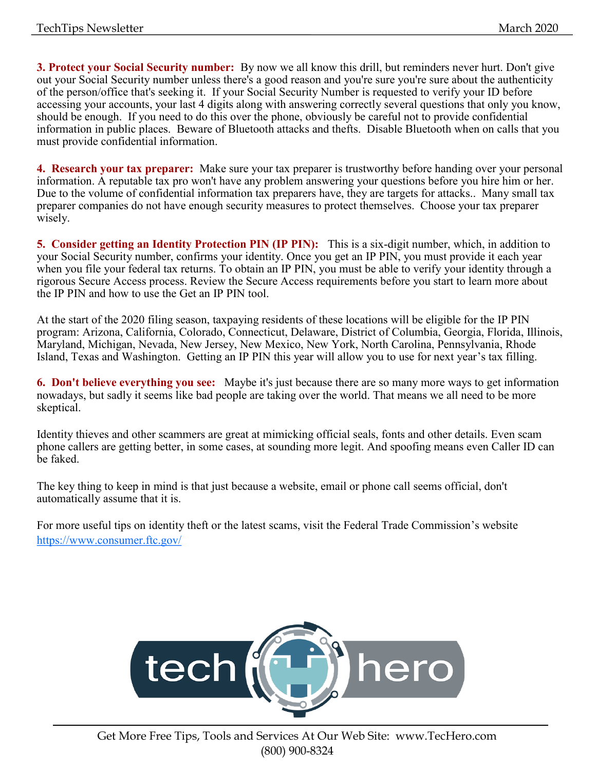**3. Protect your Social Security number:** By now we all know this drill, but reminders never hurt. Don't give out your Social Security number unless there's a good reason and you're sure you're sure about the authenticity of the person/office that's seeking it. If your Social Security Number is requested to verify your ID before accessing your accounts, your last 4 digits along with answering correctly several questions that only you know, should be enough. If you need to do this over the phone, obviously be careful not to provide confidential information in public places. Beware of Bluetooth attacks and thefts. Disable Bluetooth when on calls that you must provide confidential information.

**4. Research your tax preparer:** Make sure your tax preparer is trustworthy before handing over your personal information. A reputable tax pro won't have any problem answering your questions before you hire him or her. Due to the volume of confidential information tax preparers have, they are targets for attacks.. Many small tax preparer companies do not have enough security measures to protect themselves. Choose your tax preparer wisely.

**5. Consider getting an Identity Protection PIN (IP PIN):** This is a six-digit number, which, in addition to your Social Security number, confirms your identity. Once you get an IP PIN, you must provide it each year when you file your federal tax returns. To obtain an IP PIN, you must be able to verify your identity through a rigorous Secure Access process. Review the Secure Access requirements before you start to learn more about the IP PIN and how to use the Get an IP PIN tool.

At the start of the 2020 filing season, taxpaying residents of these locations will be eligible for the IP PIN program: Arizona, California, Colorado, Connecticut, Delaware, District of Columbia, Georgia, Florida, Illinois, Maryland, Michigan, Nevada, New Jersey, New Mexico, New York, North Carolina, Pennsylvania, Rhode Island, Texas and Washington. Getting an IP PIN this year will allow you to use for next year's tax filling.

**6. Don't believe everything you see:** Maybe it's just because there are so many more ways to get information nowadays, but sadly it seems like bad people are taking over the world. That means we all need to be more skeptical.

Identity thieves and other scammers are great at mimicking official seals, fonts and other details. Even scam phone callers are getting better, in some cases, at sounding more legit. And spoofing means even Caller ID can be faked.

The key thing to keep in mind is that just because a website, email or phone call seems official, don't automatically assume that it is.

For more useful tips on identity theft or the latest scams, visit the Federal Trade Commission's website https://www.consumer.ftc.gov/

tech hero

Get More Free Tips, Tools and Services At Our Web Site: www.TecHero.com
(800) 900-8324